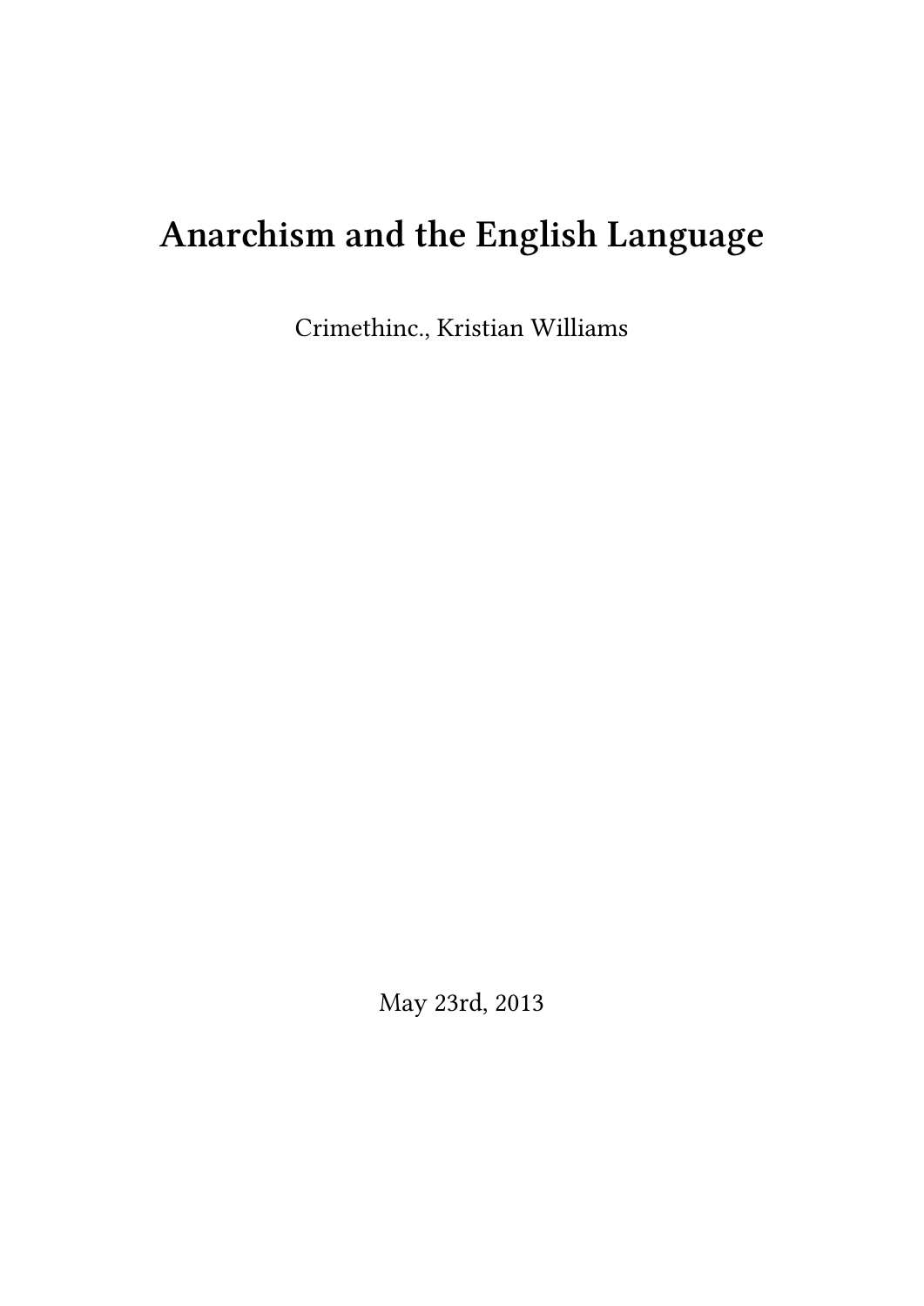# Anarchism and the English Language

Crimethinc., Kristian Williams

May 23rd, 2013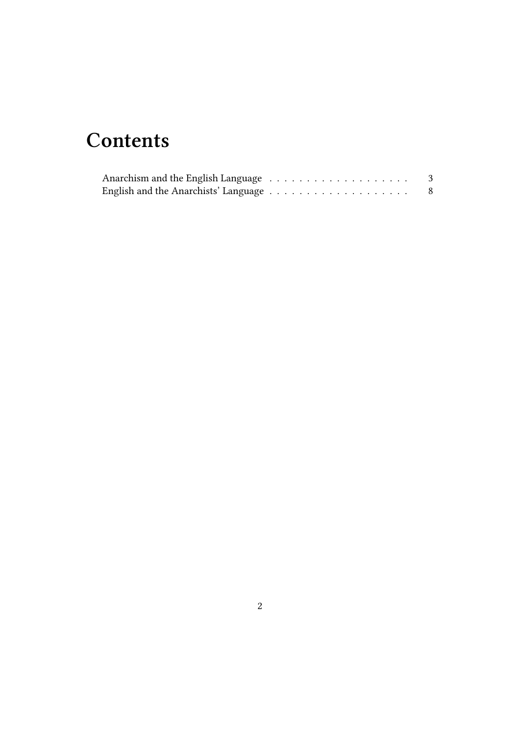# Contents

Anarchism and the English Language . . . . . . . . . . . . . . . . . . . . 3
English and the Anarchists' Language . . . . . . . . . . . . . . . . . . . 8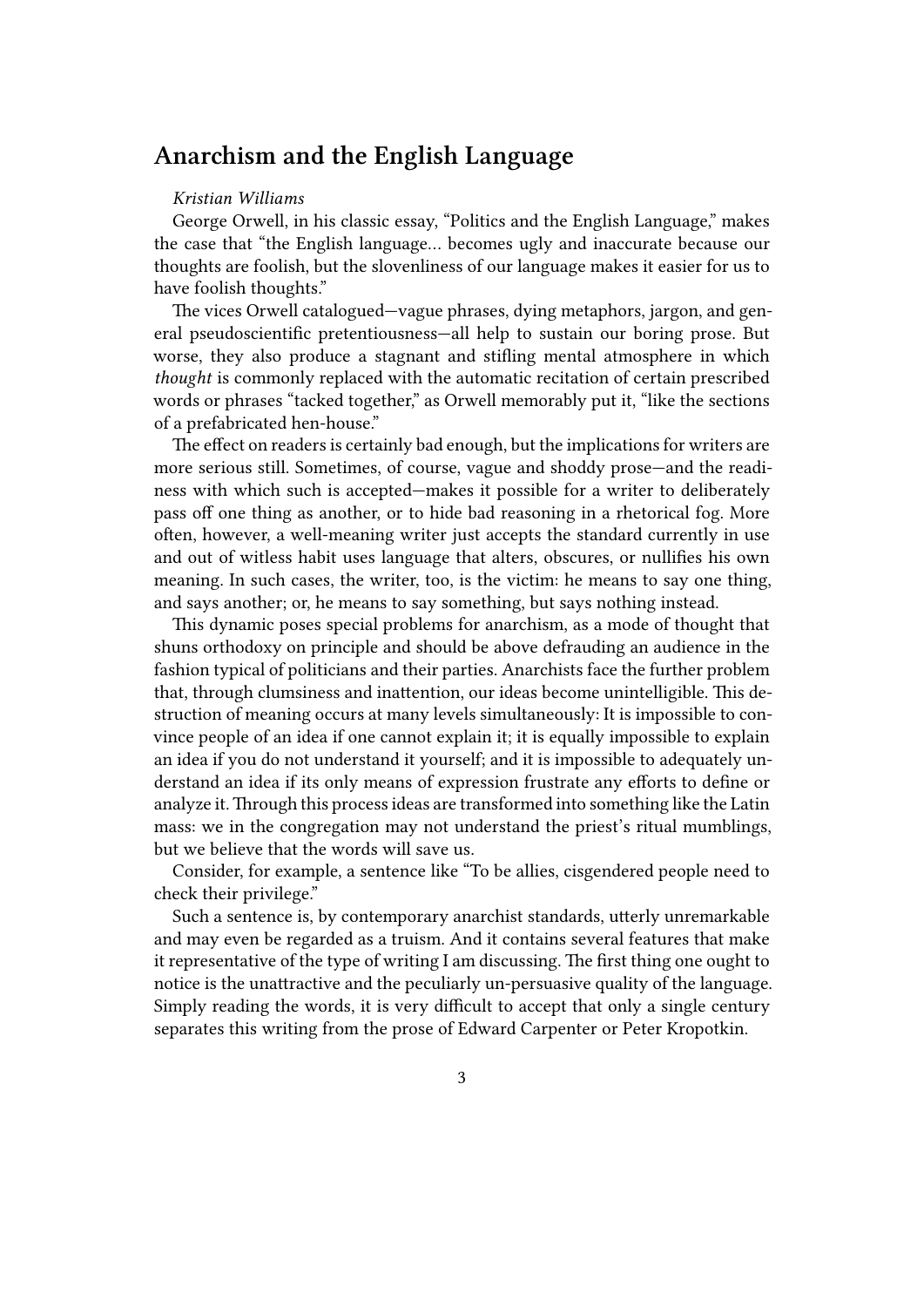## Anarchism and the English Language

*Kristian Williams*

George Orwell, in his classic essay, "Politics and the English Language," makes the case that "the English language… becomes ugly and inaccurate because our thoughts are foolish, but the slovenliness of our language makes it easier for us to have foolish thoughts."

The vices Orwell catalogued—vague phrases, dying metaphors, jargon, and general pseudoscientific pretentiousness—all help to sustain our boring prose. But worse, they also produce a stagnant and stifling mental atmosphere in which *thought* is commonly replaced with the automatic recitation of certain prescribed words or phrases "tacked together," as Orwell memorably put it, "like the sections of a prefabricated hen-house."

The effect on readers is certainly bad enough, but the implications for writers are more serious still. Sometimes, of course, vague and shoddy prose—and the readiness with which such is accepted—makes it possible for a writer to deliberately pass off one thing as another, or to hide bad reasoning in a rhetorical fog. More often, however, a well-meaning writer just accepts the standard currently in use and out of witless habit uses language that alters, obscures, or nullifies his own meaning. In such cases, the writer, too, is the victim: he means to say one thing, and says another; or, he means to say something, but says nothing instead.

This dynamic poses special problems for anarchism, as a mode of thought that shuns orthodoxy on principle and should be above defrauding an audience in the fashion typical of politicians and their parties. Anarchists face the further problem that, through clumsiness and inattention, our ideas become unintelligible. This destruction of meaning occurs at many levels simultaneously: It is impossible to convince people of an idea if one cannot explain it; it is equally impossible to explain an idea if you do not understand it yourself; and it is impossible to adequately understand an idea if its only means of expression frustrate any efforts to define or analyze it. Through this process ideas are transformed into something like the Latin mass: we in the congregation may not understand the priest's ritual mumblings, but we believe that the words will save us.

Consider, for example, a sentence like "To be allies, cisgendered people need to check their privilege."

Such a sentence is, by contemporary anarchist standards, utterly unremarkable and may even be regarded as a truism. And it contains several features that make it representative of the type of writing I am discussing. The first thing one ought to notice is the unattractive and the peculiarly un-persuasive quality of the language. Simply reading the words, it is very difficult to accept that only a single century separates this writing from the prose of Edward Carpenter or Peter Kropotkin.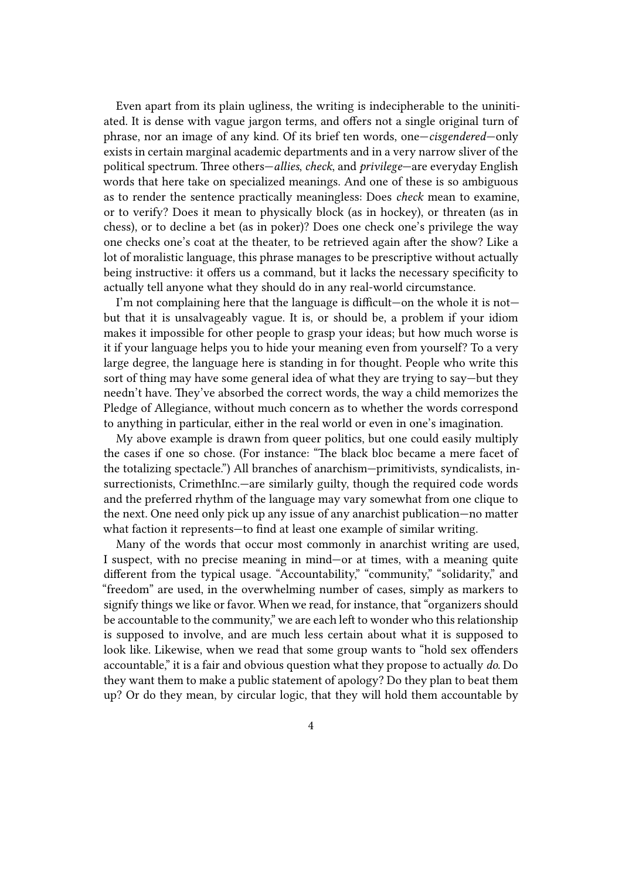Even apart from its plain ugliness, the writing is indecipherable to the uninitiated. It is dense with vague jargon terms, and offers not a single original turn of phrase, nor an image of any kind. Of its brief ten words, one—*cisgendered*—only exists in certain marginal academic departments and in a very narrow sliver of the political spectrum. Three others—*allies*, *check*, and *privilege*—are everyday English words that here take on specialized meanings. And one of these is so ambiguous as to render the sentence practically meaningless: Does *check* mean to examine, or to verify? Does it mean to physically block (as in hockey), or threaten (as in chess), or to decline a bet (as in poker)? Does one check one's privilege the way one checks one's coat at the theater, to be retrieved again after the show? Like a lot of moralistic language, this phrase manages to be prescriptive without actually being instructive: it offers us a command, but it lacks the necessary specificity to actually tell anyone what they should do in any real-world circumstance.

I'm not complaining here that the language is difficult—on the whole it is not—but that it is unsalvageably vague. It is, or should be, a problem if your idiom makes it impossible for other people to grasp your ideas; but how much worse is it if your language helps you to hide your meaning even from yourself? To a very large degree, the language here is standing in for thought. People who write this sort of thing may have some general idea of what they are trying to say—but they needn't have. They've absorbed the correct words, the way a child memorizes the Pledge of Allegiance, without much concern as to whether the words correspond to anything in particular, either in the real world or even in one's imagination.

My above example is drawn from queer politics, but one could easily multiply the cases if one so chose. (For instance: "The black bloc became a mere facet of the totalizing spectacle.") All branches of anarchism—primitivists, syndicalists, insurrectionists, CrimethInc.—are similarly guilty, though the required code words and the preferred rhythm of the language may vary somewhat from one clique to the next. One need only pick up any issue of any anarchist publication—no matter what faction it represents—to find at least one example of similar writing.

Many of the words that occur most commonly in anarchist writing are used, I suspect, with no precise meaning in mind—or at times, with a meaning quite different from the typical usage. "Accountability," "community," "solidarity," and "freedom" are used, in the overwhelming number of cases, simply as markers to signify things we like or favor. When we read, for instance, that "organizers should be accountable to the community," we are each left to wonder who this relationship is supposed to involve, and are much less certain about what it is supposed to look like. Likewise, when we read that some group wants to "hold sex offenders accountable," it is a fair and obvious question what they propose to actually *do*. Do they want them to make a public statement of apology? Do they plan to beat them up? Or do they mean, by circular logic, that they will hold them accountable by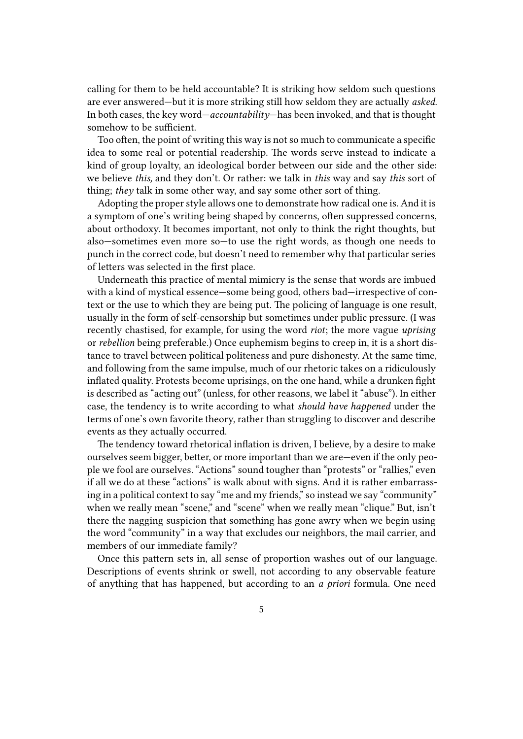calling for them to be held accountable? It is striking how seldom such questions are ever answered—but it is more striking still how seldom they are actually *asked.* In both cases, the key word—*accountability*—has been invoked, and that is thought somehow to be sufficient.

Too often, the point of writing this way is not so much to communicate a specific idea to some real or potential readership. The words serve instead to indicate a kind of group loyalty, an ideological border between our side and the other side: we believe *this,* and they don't. Or rather: we talk in *this* way and say *this* sort of thing; *they* talk in some other way, and say some other sort of thing.

Adopting the proper style allows one to demonstrate how radical one is. And it is a symptom of one's writing being shaped by concerns, often suppressed concerns, about orthodoxy. It becomes important, not only to think the right thoughts, but also—sometimes even more so—to use the right words, as though one needs to punch in the correct code, but doesn't need to remember why that particular series of letters was selected in the first place.

Underneath this practice of mental mimicry is the sense that words are imbued with a kind of mystical essence—some being good, others bad—irrespective of context or the use to which they are being put. The policing of language is one result, usually in the form of self-censorship but sometimes under public pressure. (I was recently chastised, for example, for using the word *riot*; the more vague *uprising* or *rebellion* being preferable.) Once euphemism begins to creep in, it is a short distance to travel between political politeness and pure dishonesty. At the same time, and following from the same impulse, much of our rhetoric takes on a ridiculously inflated quality. Protests become uprisings, on the one hand, while a drunken fight is described as "acting out" (unless, for other reasons, we label it "abuse"). In either case, the tendency is to write according to what *should have happened* under the terms of one's own favorite theory, rather than struggling to discover and describe events as they actually occurred.

The tendency toward rhetorical inflation is driven, I believe, by a desire to make ourselves seem bigger, better, or more important than we are—even if the only people we fool are ourselves. "Actions" sound tougher than "protests" or "rallies," even if all we do at these "actions" is walk about with signs. And it is rather embarrassing in a political context to say "me and my friends," so instead we say "community" when we really mean "scene," and "scene" when we really mean "clique." But, isn't there the nagging suspicion that something has gone awry when we begin using the word "community" in a way that excludes our neighbors, the mail carrier, and members of our immediate family?

Once this pattern sets in, all sense of proportion washes out of our language. Descriptions of events shrink or swell, not according to any observable feature of anything that has happened, but according to an *a priori* formula. One need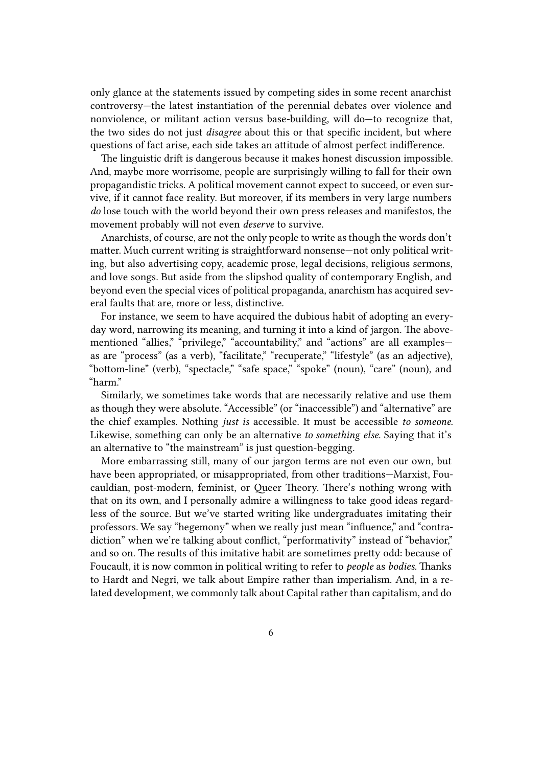only glance at the statements issued by competing sides in some recent anarchist controversy—the latest instantiation of the perennial debates over violence and nonviolence, or militant action versus base-building, will do—to recognize that, the two sides do not just *disagree* about this or that specific incident, but where questions of fact arise, each side takes an attitude of almost perfect indifference.

The linguistic drift is dangerous because it makes honest discussion impossible. And, maybe more worrisome, people are surprisingly willing to fall for their own propagandistic tricks. A political movement cannot expect to succeed, or even survive, if it cannot face reality. But moreover, if its members in very large numbers *do* lose touch with the world beyond their own press releases and manifestos, the movement probably will not even *deserve* to survive.

Anarchists, of course, are not the only people to write as though the words don't matter. Much current writing is straightforward nonsense—not only political writing, but also advertising copy, academic prose, legal decisions, religious sermons, and love songs. But aside from the slipshod quality of contemporary English, and beyond even the special vices of political propaganda, anarchism has acquired several faults that are, more or less, distinctive.

For instance, we seem to have acquired the dubious habit of adopting an everyday word, narrowing its meaning, and turning it into a kind of jargon. The above-mentioned "allies," "privilege," "accountability," and "actions" are all examples—as are "process" (as a verb), "facilitate," "recuperate," "lifestyle" (as an adjective), "bottom-line" (verb), "spectacle," "safe space," "spoke" (noun), "care" (noun), and "harm."

Similarly, we sometimes take words that are necessarily relative and use them as though they were absolute. "Accessible" (or "inaccessible") and "alternative" are the chief examples. Nothing *just is* accessible. It must be accessible *to someone.* Likewise, something can only be an alternative *to something else.* Saying that it's an alternative to "the mainstream" is just question-begging.

More embarrassing still, many of our jargon terms are not even our own, but have been appropriated, or misappropriated, from other traditions—Marxist, Foucauldian, post-modern, feminist, or Queer Theory. There's nothing wrong with that on its own, and I personally admire a willingness to take good ideas regardless of the source. But we've started writing like undergraduates imitating their professors. We say "hegemony" when we really just mean "influence," and "contradiction" when we're talking about conflict, "performativity" instead of "behavior," and so on. The results of this imitative habit are sometimes pretty odd: because of Foucault, it is now common in political writing to refer to *people* as *bodies.* Thanks to Hardt and Negri, we talk about Empire rather than imperialism. And, in a related development, we commonly talk about Capital rather than capitalism, and do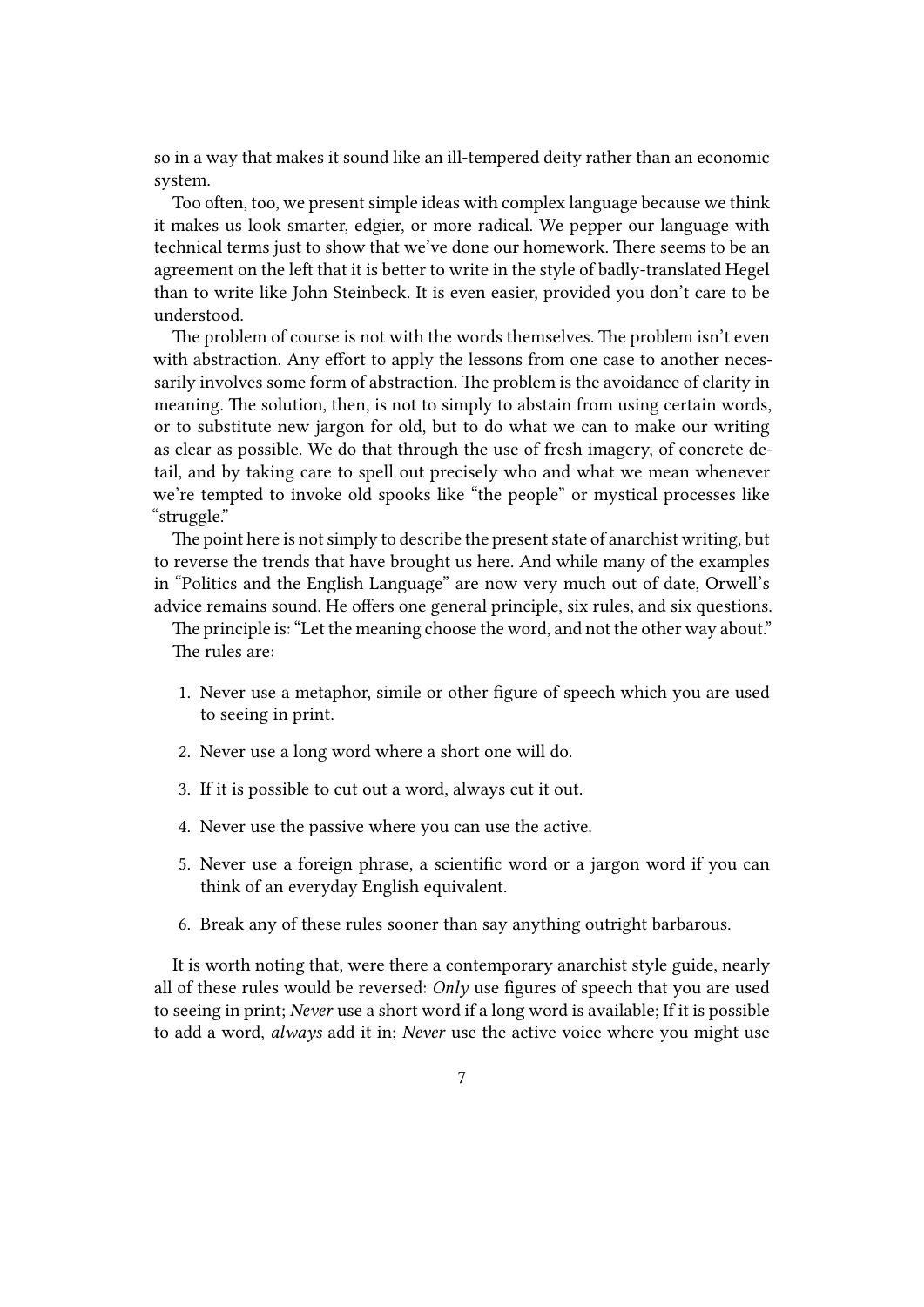so in a way that makes it sound like an ill-tempered deity rather than an economic system.

Too often, too, we present simple ideas with complex language because we think it makes us look smarter, edgier, or more radical. We pepper our language with technical terms just to show that we've done our homework. There seems to be an agreement on the left that it is better to write in the style of badly-translated Hegel than to write like John Steinbeck. It is even easier, provided you don't care to be understood.

The problem of course is not with the words themselves. The problem isn't even with abstraction. Any effort to apply the lessons from one case to another necessarily involves some form of abstraction. The problem is the avoidance of clarity in meaning. The solution, then, is not to simply to abstain from using certain words, or to substitute new jargon for old, but to do what we can to make our writing as clear as possible. We do that through the use of fresh imagery, of concrete detail, and by taking care to spell out precisely who and what we mean whenever we're tempted to invoke old spooks like "the people" or mystical processes like "struggle."

The point here is not simply to describe the present state of anarchist writing, but to reverse the trends that have brought us here. And while many of the examples in "Politics and the English Language" are now very much out of date, Orwell's advice remains sound. He offers one general principle, six rules, and six questions.

The principle is: "Let the meaning choose the word, and not the other way about."

The rules are:

1. Never use a metaphor, simile or other figure of speech which you are used to seeing in print.
2. Never use a long word where a short one will do.
3. If it is possible to cut out a word, always cut it out.
4. Never use the passive where you can use the active.
5. Never use a foreign phrase, a scientific word or a jargon word if you can think of an everyday English equivalent.
6. Break any of these rules sooner than say anything outright barbarous.

It is worth noting that, were there a contemporary anarchist style guide, nearly all of these rules would be reversed: *Only* use figures of speech that you are used to seeing in print; *Never* use a short word if a long word is available; If it is possible to add a word, *always* add it in; *Never* use the active voice where you might use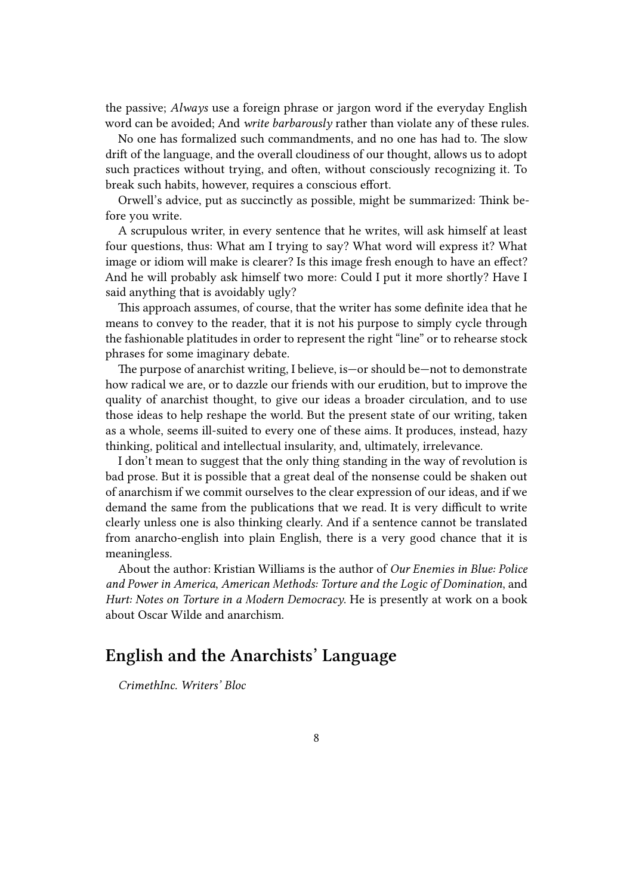the passive; *Always* use a foreign phrase or jargon word if the everyday English word can be avoided; And *write barbarously* rather than violate any of these rules.

No one has formalized such commandments, and no one has had to. The slow drift of the language, and the overall cloudiness of our thought, allows us to adopt such practices without trying, and often, without consciously recognizing it. To break such habits, however, requires a conscious effort.

Orwell's advice, put as succinctly as possible, might be summarized: Think before you write.

A scrupulous writer, in every sentence that he writes, will ask himself at least four questions, thus: What am I trying to say? What word will express it? What image or idiom will make is clearer? Is this image fresh enough to have an effect? And he will probably ask himself two more: Could I put it more shortly? Have I said anything that is avoidably ugly?

This approach assumes, of course, that the writer has some definite idea that he means to convey to the reader, that it is not his purpose to simply cycle through the fashionable platitudes in order to represent the right "line" or to rehearse stock phrases for some imaginary debate.

The purpose of anarchist writing, I believe, is—or should be—not to demonstrate how radical we are, or to dazzle our friends with our erudition, but to improve the quality of anarchist thought, to give our ideas a broader circulation, and to use those ideas to help reshape the world. But the present state of our writing, taken as a whole, seems ill-suited to every one of these aims. It produces, instead, hazy thinking, political and intellectual insularity, and, ultimately, irrelevance.

I don't mean to suggest that the only thing standing in the way of revolution is bad prose. But it is possible that a great deal of the nonsense could be shaken out of anarchism if we commit ourselves to the clear expression of our ideas, and if we demand the same from the publications that we read. It is very difficult to write clearly unless one is also thinking clearly. And if a sentence cannot be translated from anarcho-english into plain English, there is a very good chance that it is meaningless.

About the author: Kristian Williams is the author of *Our Enemies in Blue: Police and Power in America*, *American Methods: Torture and the Logic of Domination*, and *Hurt: Notes on Torture in a Modern Democracy*. He is presently at work on a book about Oscar Wilde and anarchism.

## English and the Anarchists' Language

*CrimethInc. Writers' Bloc*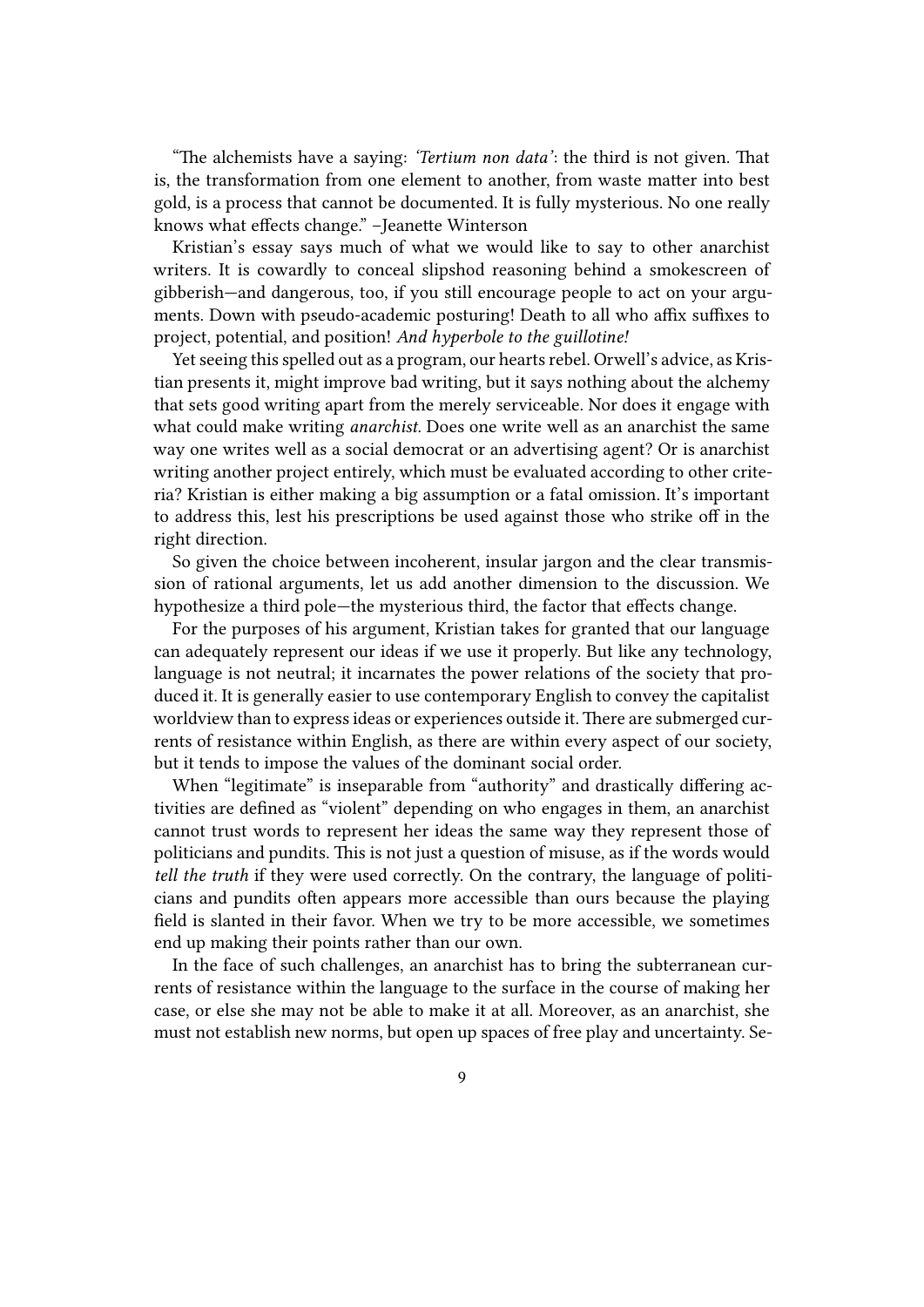"The alchemists have a saying: *'Tertium non data'*: the third is not given. That is, the transformation from one element to another, from waste matter into best gold, is a process that cannot be documented. It is fully mysterious. No one really knows what effects change." –Jeanette Winterson

Kristian's essay says much of what we would like to say to other anarchist writers. It is cowardly to conceal slipshod reasoning behind a smokescreen of gibberish—and dangerous, too, if you still encourage people to act on your arguments. Down with pseudo-academic posturing! Death to all who affix suffixes to project, potential, and position! *And hyperbole to the guillotine!*

Yet seeing this spelled out as a program, our hearts rebel. Orwell's advice, as Kristian presents it, might improve bad writing, but it says nothing about the alchemy that sets good writing apart from the merely serviceable. Nor does it engage with what could make writing *anarchist.* Does one write well as an anarchist the same way one writes well as a social democrat or an advertising agent? Or is anarchist writing another project entirely, which must be evaluated according to other criteria? Kristian is either making a big assumption or a fatal omission. It's important to address this, lest his prescriptions be used against those who strike off in the right direction.

So given the choice between incoherent, insular jargon and the clear transmission of rational arguments, let us add another dimension to the discussion. We hypothesize a third pole—the mysterious third, the factor that effects change.

For the purposes of his argument, Kristian takes for granted that our language can adequately represent our ideas if we use it properly. But like any technology, language is not neutral; it incarnates the power relations of the society that produced it. It is generally easier to use contemporary English to convey the capitalist worldview than to express ideas or experiences outside it. There are submerged currents of resistance within English, as there are within every aspect of our society, but it tends to impose the values of the dominant social order.

When "legitimate" is inseparable from "authority" and drastically differing activities are defined as "violent" depending on who engages in them, an anarchist cannot trust words to represent her ideas the same way they represent those of politicians and pundits. This is not just a question of misuse, as if the words would *tell the truth* if they were used correctly. On the contrary, the language of politicians and pundits often appears more accessible than ours because the playing field is slanted in their favor. When we try to be more accessible, we sometimes end up making their points rather than our own.

In the face of such challenges, an anarchist has to bring the subterranean currents of resistance within the language to the surface in the course of making her case, or else she may not be able to make it at all. Moreover, as an anarchist, she must not establish new norms, but open up spaces of free play and uncertainty. Se-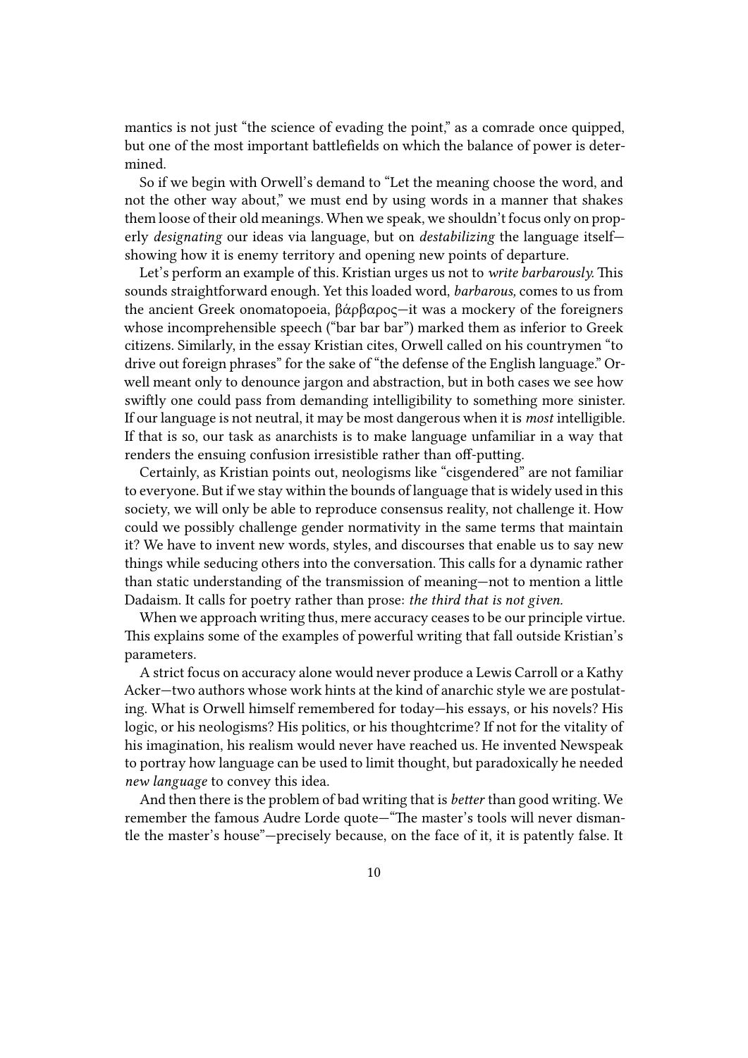mantics is not just "the science of evading the point," as a comrade once quipped, but one of the most important battlefields on which the balance of power is determined.

So if we begin with Orwell's demand to "Let the meaning choose the word, and not the other way about," we must end by using words in a manner that shakes them loose of their old meanings. When we speak, we shouldn't focus only on properly *designating* our ideas via language, but on *destabilizing* the language itself—showing how it is enemy territory and opening new points of departure.

Let's perform an example of this. Kristian urges us not to *write barbarously.* This sounds straightforward enough. Yet this loaded word, *barbarous,* comes to us from the ancient Greek onomatopoeia, βάρβαρος—it was a mockery of the foreigners whose incomprehensible speech ("bar bar bar") marked them as inferior to Greek citizens. Similarly, in the essay Kristian cites, Orwell called on his countrymen "to drive out foreign phrases" for the sake of "the defense of the English language." Orwell meant only to denounce jargon and abstraction, but in both cases we see how swiftly one could pass from demanding intelligibility to something more sinister. If our language is not neutral, it may be most dangerous when it is *most* intelligible. If that is so, our task as anarchists is to make language unfamiliar in a way that renders the ensuing confusion irresistible rather than off-putting.

Certainly, as Kristian points out, neologisms like "cisgendered" are not familiar to everyone. But if we stay within the bounds of language that is widely used in this society, we will only be able to reproduce consensus reality, not challenge it. How could we possibly challenge gender normativity in the same terms that maintain it? We have to invent new words, styles, and discourses that enable us to say new things while seducing others into the conversation. This calls for a dynamic rather than static understanding of the transmission of meaning—not to mention a little Dadaism. It calls for poetry rather than prose: *the third that is not given.*

When we approach writing thus, mere accuracy ceases to be our principle virtue. This explains some of the examples of powerful writing that fall outside Kristian's parameters.

A strict focus on accuracy alone would never produce a Lewis Carroll or a Kathy Acker—two authors whose work hints at the kind of anarchic style we are postulating. What is Orwell himself remembered for today—his essays, or his novels? His logic, or his neologisms? His politics, or his thoughtcrime? If not for the vitality of his imagination, his realism would never have reached us. He invented Newspeak to portray how language can be used to limit thought, but paradoxically he needed *new language* to convey this idea.

And then there is the problem of bad writing that is *better* than good writing. We remember the famous Audre Lorde quote—"The master's tools will never dismantle the master's house"—precisely because, on the face of it, it is patently false. It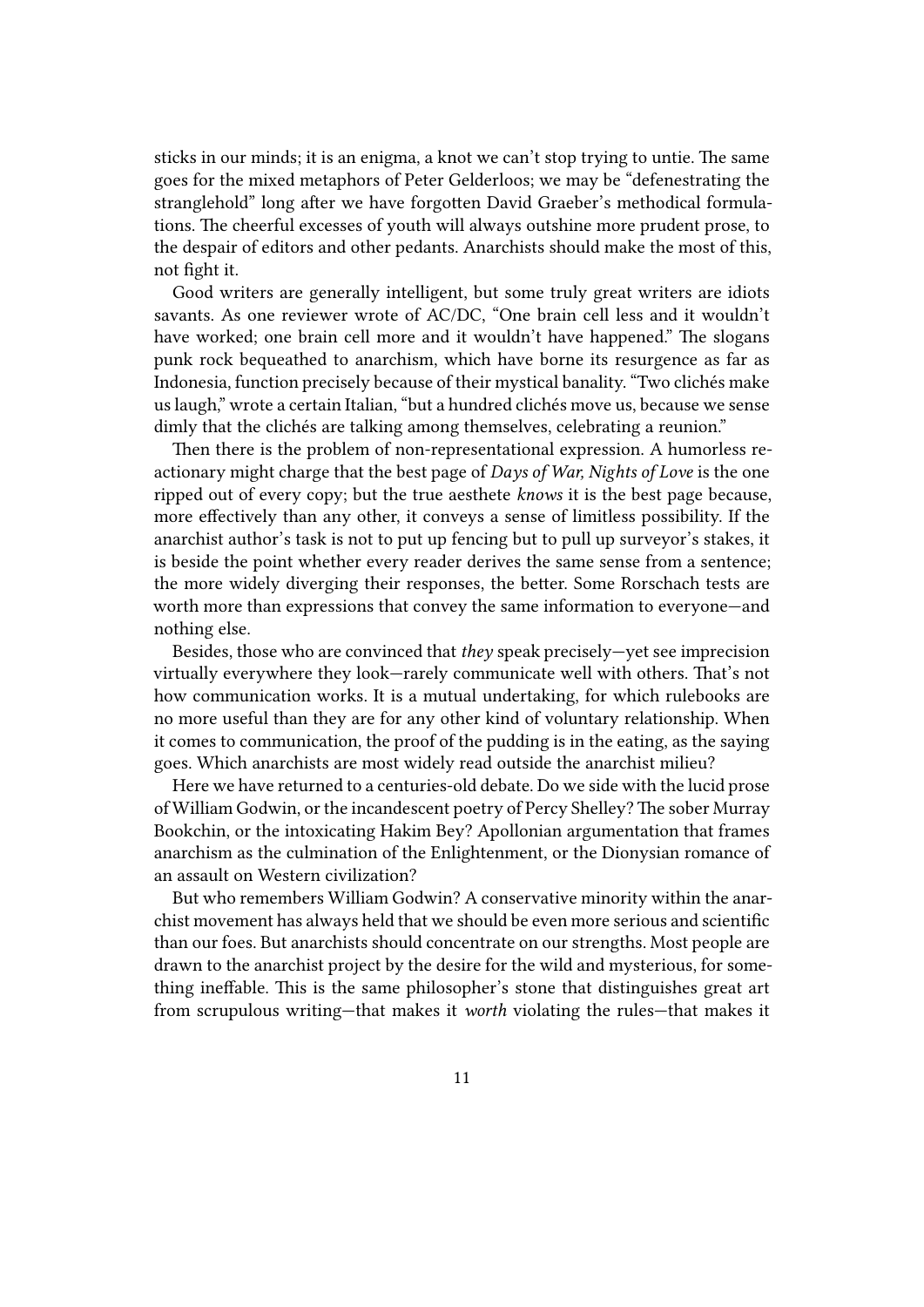sticks in our minds; it is an enigma, a knot we can't stop trying to untie. The same goes for the mixed metaphors of Peter Gelderloos; we may be "defenestrating the stranglehold" long after we have forgotten David Graeber's methodical formulations. The cheerful excesses of youth will always outshine more prudent prose, to the despair of editors and other pedants. Anarchists should make the most of this, not fight it.

Good writers are generally intelligent, but some truly great writers are idiots savants. As one reviewer wrote of AC/DC, "One brain cell less and it wouldn't have worked; one brain cell more and it wouldn't have happened." The slogans punk rock bequeathed to anarchism, which have borne its resurgence as far as Indonesia, function precisely because of their mystical banality. "Two clichés make us laugh," wrote a certain Italian, "but a hundred clichés move us, because we sense dimly that the clichés are talking among themselves, celebrating a reunion."

Then there is the problem of non-representational expression. A humorless reactionary might charge that the best page of *Days of War, Nights of Love* is the one ripped out of every copy; but the true aesthete *knows* it is the best page because, more effectively than any other, it conveys a sense of limitless possibility. If the anarchist author's task is not to put up fencing but to pull up surveyor's stakes, it is beside the point whether every reader derives the same sense from a sentence; the more widely diverging their responses, the better. Some Rorschach tests are worth more than expressions that convey the same information to everyone—and nothing else.

Besides, those who are convinced that *they* speak precisely—yet see imprecision virtually everywhere they look—rarely communicate well with others. That's not how communication works. It is a mutual undertaking, for which rulebooks are no more useful than they are for any other kind of voluntary relationship. When it comes to communication, the proof of the pudding is in the eating, as the saying goes. Which anarchists are most widely read outside the anarchist milieu?

Here we have returned to a centuries-old debate. Do we side with the lucid prose of William Godwin, or the incandescent poetry of Percy Shelley? The sober Murray Bookchin, or the intoxicating Hakim Bey? Apollonian argumentation that frames anarchism as the culmination of the Enlightenment, or the Dionysian romance of an assault on Western civilization?

But who remembers William Godwin? A conservative minority within the anarchist movement has always held that we should be even more serious and scientific than our foes. But anarchists should concentrate on our strengths. Most people are drawn to the anarchist project by the desire for the wild and mysterious, for something ineffable. This is the same philosopher's stone that distinguishes great art from scrupulous writing—that makes it *worth* violating the rules—that makes it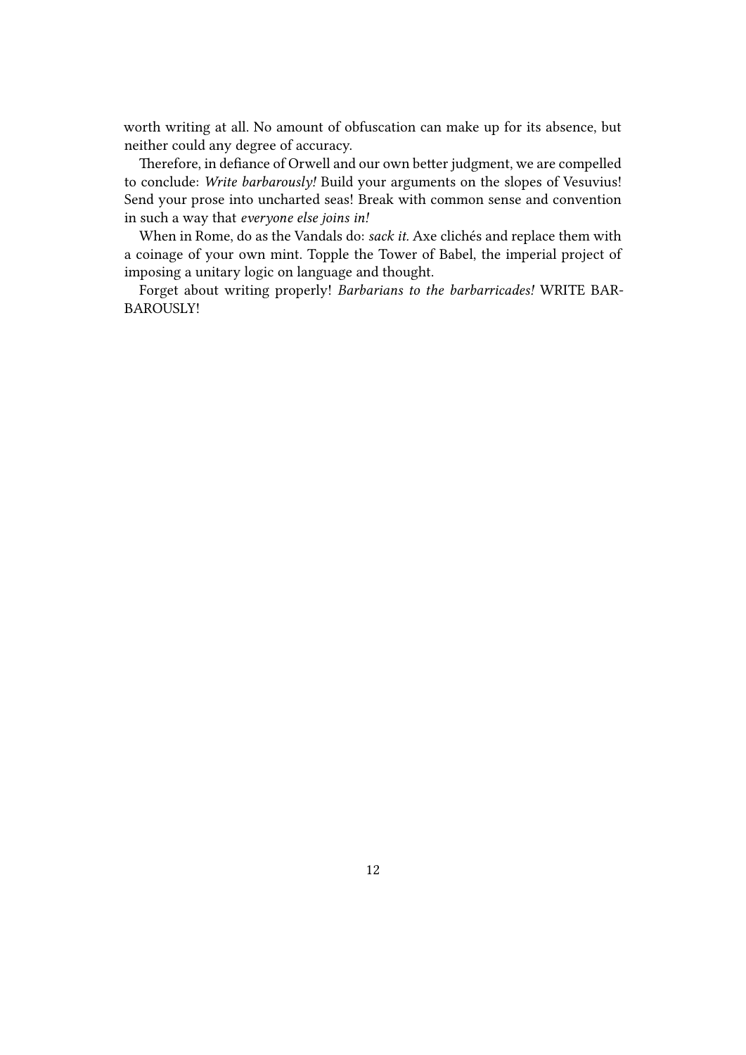worth writing at all. No amount of obfuscation can make up for its absence, but neither could any degree of accuracy.

Therefore, in defiance of Orwell and our own better judgment, we are compelled to conclude: *Write barbarously!* Build your arguments on the slopes of Vesuvius! Send your prose into uncharted seas! Break with common sense and convention in such a way that *everyone else joins in!*

When in Rome, do as the Vandals do: *sack it.* Axe clichés and replace them with a coinage of your own mint. Topple the Tower of Babel, the imperial project of imposing a unitary logic on language and thought.

Forget about writing properly! *Barbarians to the barbarricades!* WRITE BARBAROUSLY!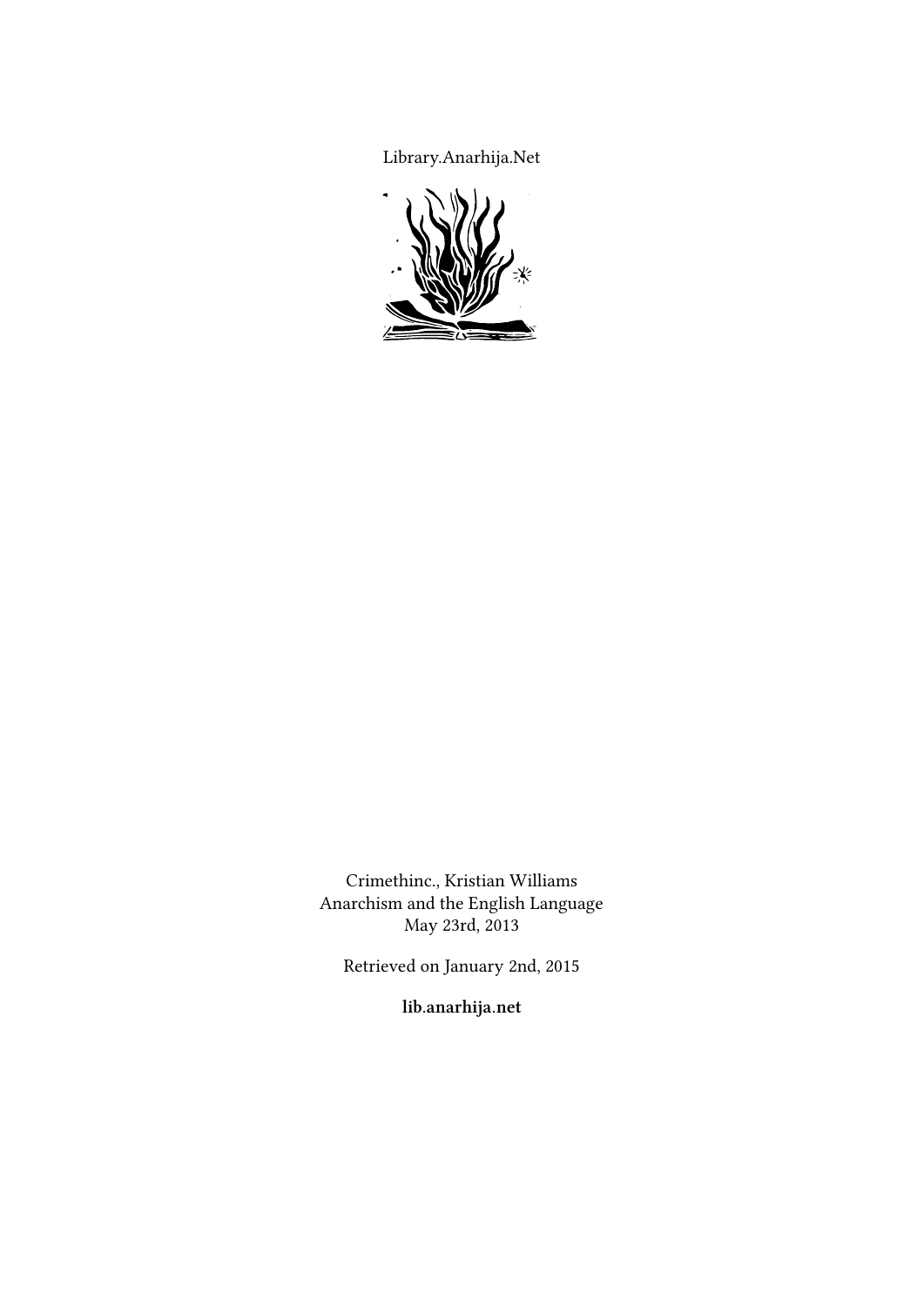Library.Anarhija.Net

Crimethinc., Kristian Williams
Anarchism and the English Language
May 23rd, 2013

Retrieved on January 2nd, 2015

**lib.anarhija.net**